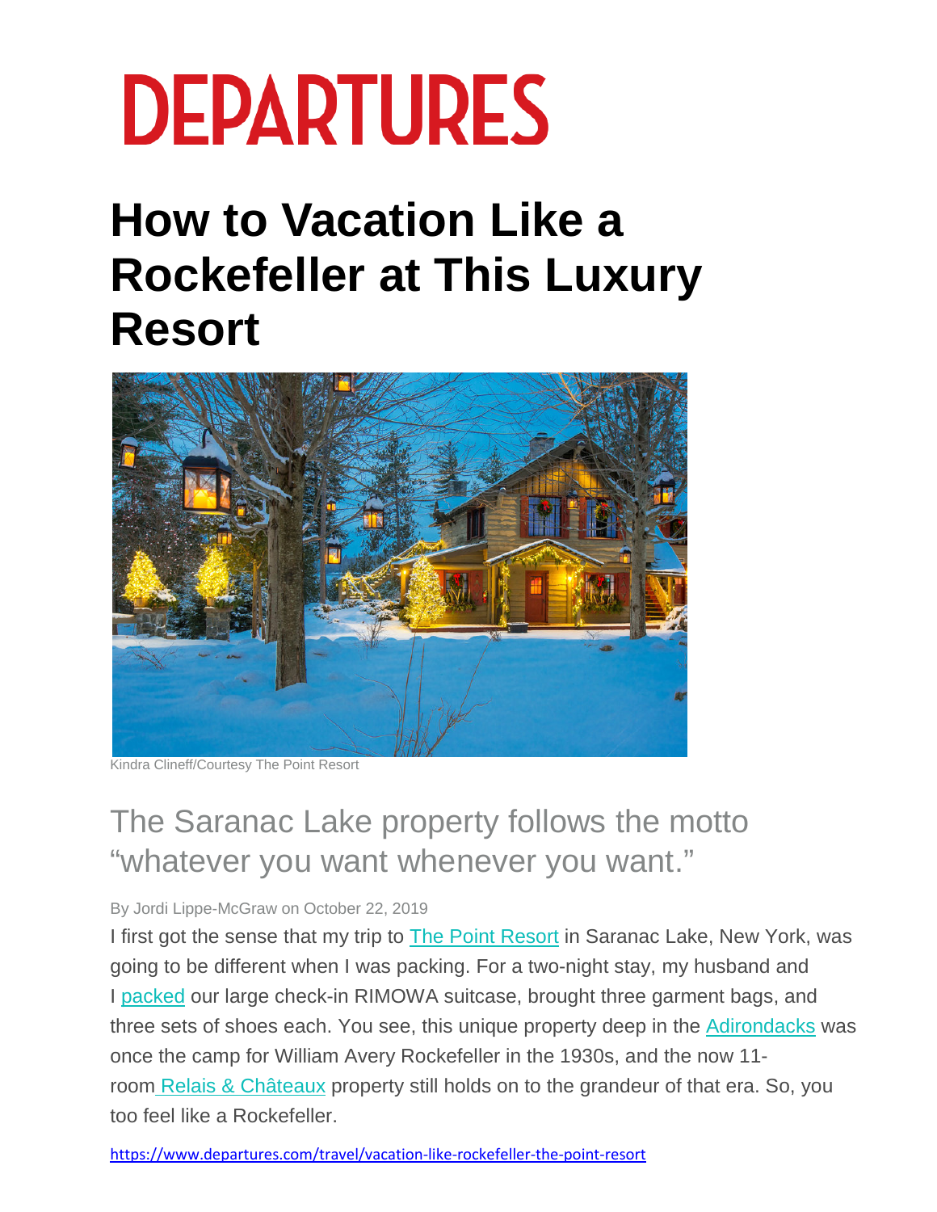# DEPARTURES

# How to Vacation Like a Rockefeller at This Luxury Resort

Kindra Clineff/Courtesy The Point Resort

## The Saranac Lake property follows the motto "whatever you want whenever you want."

By Jordi Lippe-McGraw on October 22, 2019

I first got the sense that my trip to The Point Resort in Saranac Lake, New York, was going to be different when I was packing. For a two-night stay, my husband and I packed our large check-in RIMOWA suitcase, brought three garment bags, and three sets of shoes each. You see, this unique property deep in the Adirondacks was once the camp for William Avery Rockefeller in the 1930s, and the now 11-room Relais & Châteaux property still holds on to the grandeur of that era. So, you too feel like a Rockefeller.

https://www.departures.com/travel/vacation-like-rockefeller-the-point-resort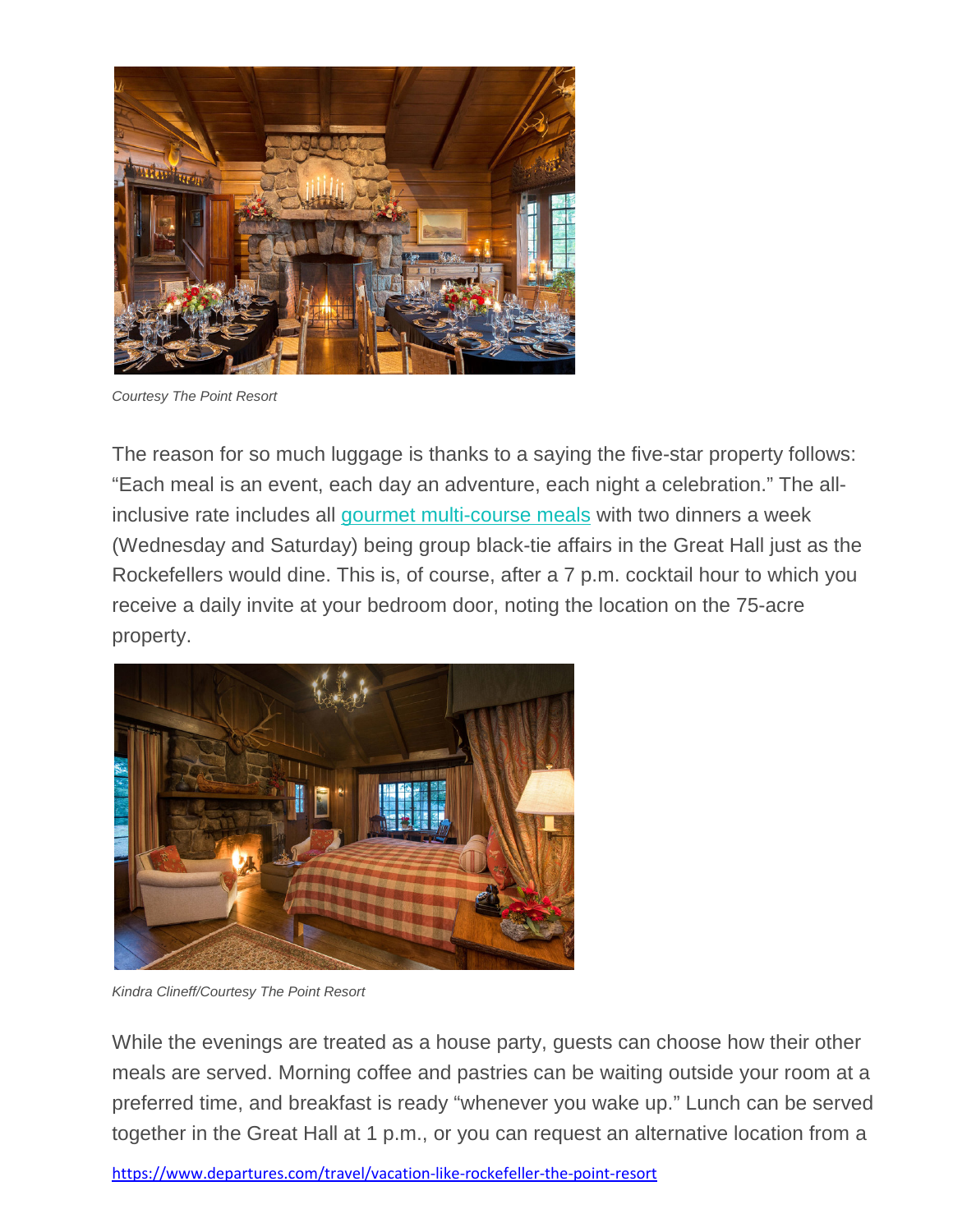*Courtesy The Point Resort*

The reason for so much luggage is thanks to a saying the five-star property follows: "Each meal is an event, each day an adventure, each night a celebration." The all-inclusive rate includes all [gourmet multi-course meals]() with two dinners a week (Wednesday and Saturday) being group black-tie affairs in the Great Hall just as the Rockefellers would dine. This is, of course, after a 7 p.m. cocktail hour to which you receive a daily invite at your bedroom door, noting the location on the 75-acre property.

*Kindra Clineff/Courtesy The Point Resort*

While the evenings are treated as a house party, guests can choose how their other meals are served. Morning coffee and pastries can be waiting outside your room at a preferred time, and breakfast is ready "whenever you wake up." Lunch can be served together in the Great Hall at 1 p.m., or you can request an alternative location from a

https://www.departures.com/travel/vacation-like-rockefeller-the-point-resort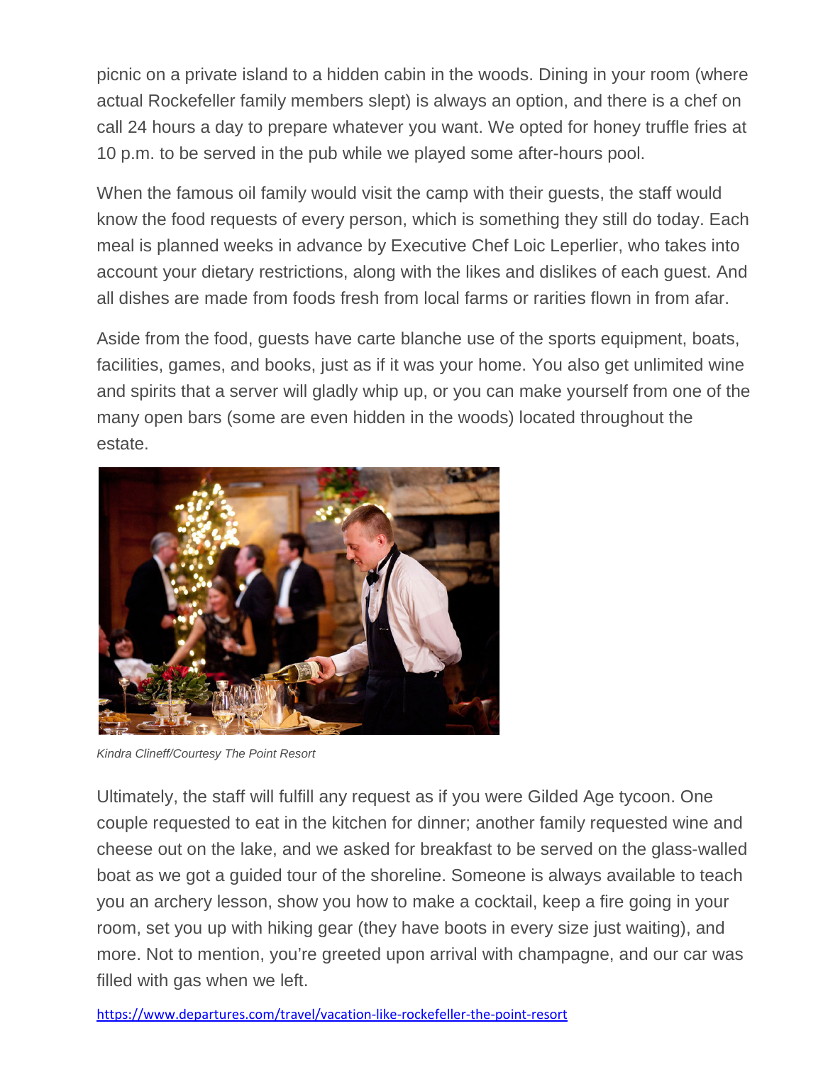picnic on a private island to a hidden cabin in the woods. Dining in your room (where actual Rockefeller family members slept) is always an option, and there is a chef on call 24 hours a day to prepare whatever you want. We opted for honey truffle fries at 10 p.m. to be served in the pub while we played some after-hours pool.

When the famous oil family would visit the camp with their guests, the staff would know the food requests of every person, which is something they still do today. Each meal is planned weeks in advance by Executive Chef Loic Leperlier, who takes into account your dietary restrictions, along with the likes and dislikes of each guest. And all dishes are made from foods fresh from local farms or rarities flown in from afar.

Aside from the food, guests have carte blanche use of the sports equipment, boats, facilities, games, and books, just as if it was your home. You also get unlimited wine and spirits that a server will gladly whip up, or you can make yourself from one of the many open bars (some are even hidden in the woods) located throughout the estate.

*Kindra Clineff/Courtesy The Point Resort*

Ultimately, the staff will fulfill any request as if you were Gilded Age tycoon. One couple requested to eat in the kitchen for dinner; another family requested wine and cheese out on the lake, and we asked for breakfast to be served on the glass-walled boat as we got a guided tour of the shoreline. Someone is always available to teach you an archery lesson, show you how to make a cocktail, keep a fire going in your room, set you up with hiking gear (they have boots in every size just waiting), and more. Not to mention, you're greeted upon arrival with champagne, and our car was filled with gas when we left.

https://www.departures.com/travel/vacation-like-rockefeller-the-point-resort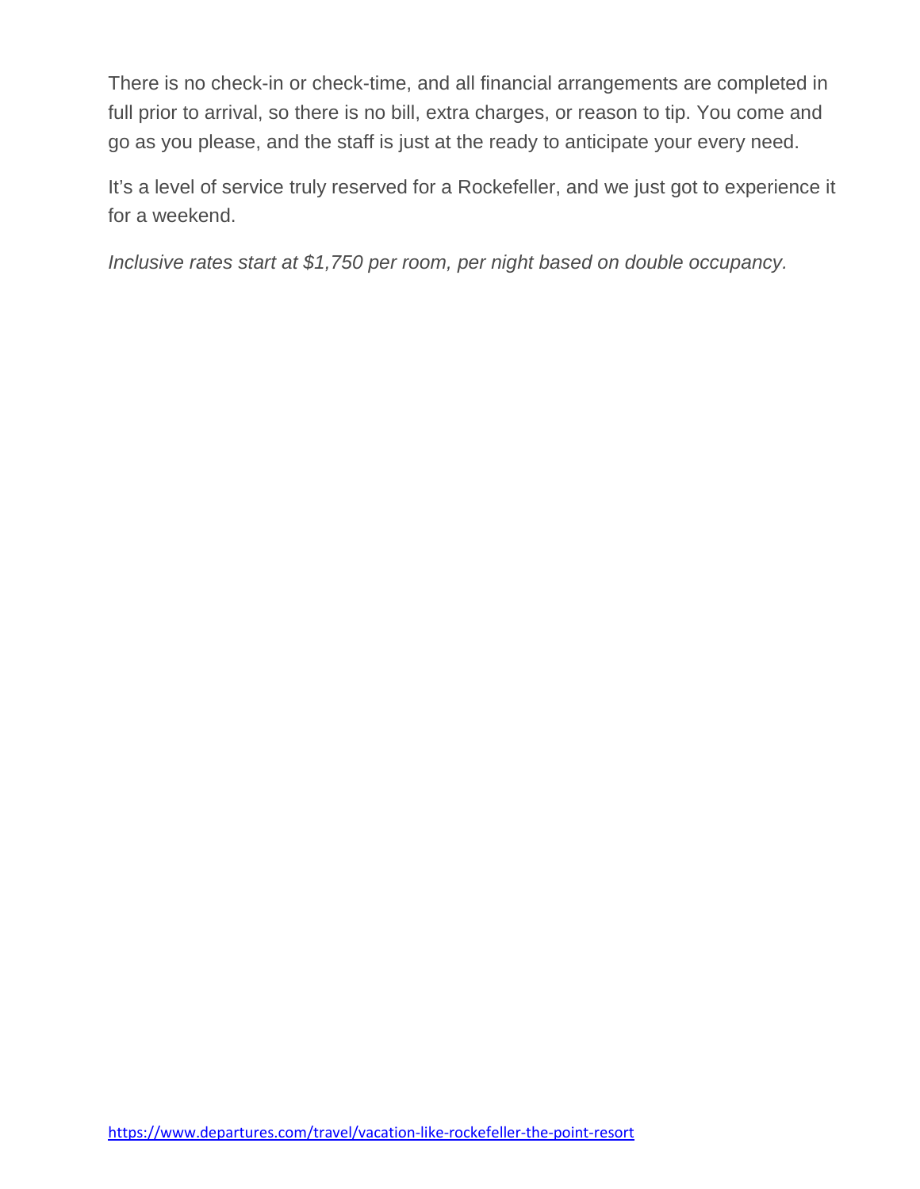There is no check-in or check-time, and all financial arrangements are completed in full prior to arrival, so there is no bill, extra charges, or reason to tip. You come and go as you please, and the staff is just at the ready to anticipate your every need.

It's a level of service truly reserved for a Rockefeller, and we just got to experience it for a weekend.

*Inclusive rates start at $1,750 per room, per night based on double occupancy.*

https://www.departures.com/travel/vacation-like-rockefeller-the-point-resort